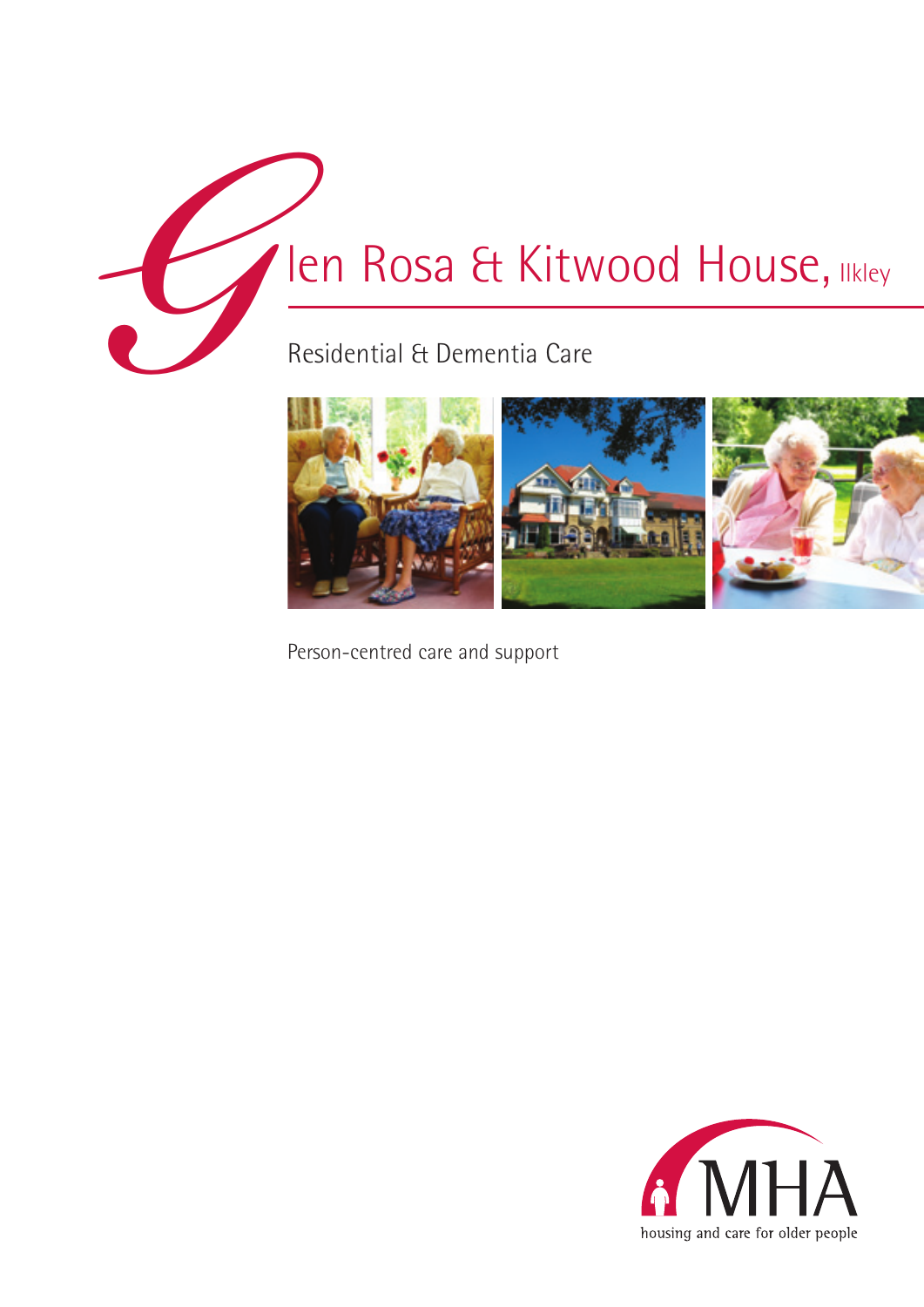# Glen Rosa & Kitwood House, Ilkley

## Residential & Dementia Care

Person-centred care and support

MHA

housing and care for older people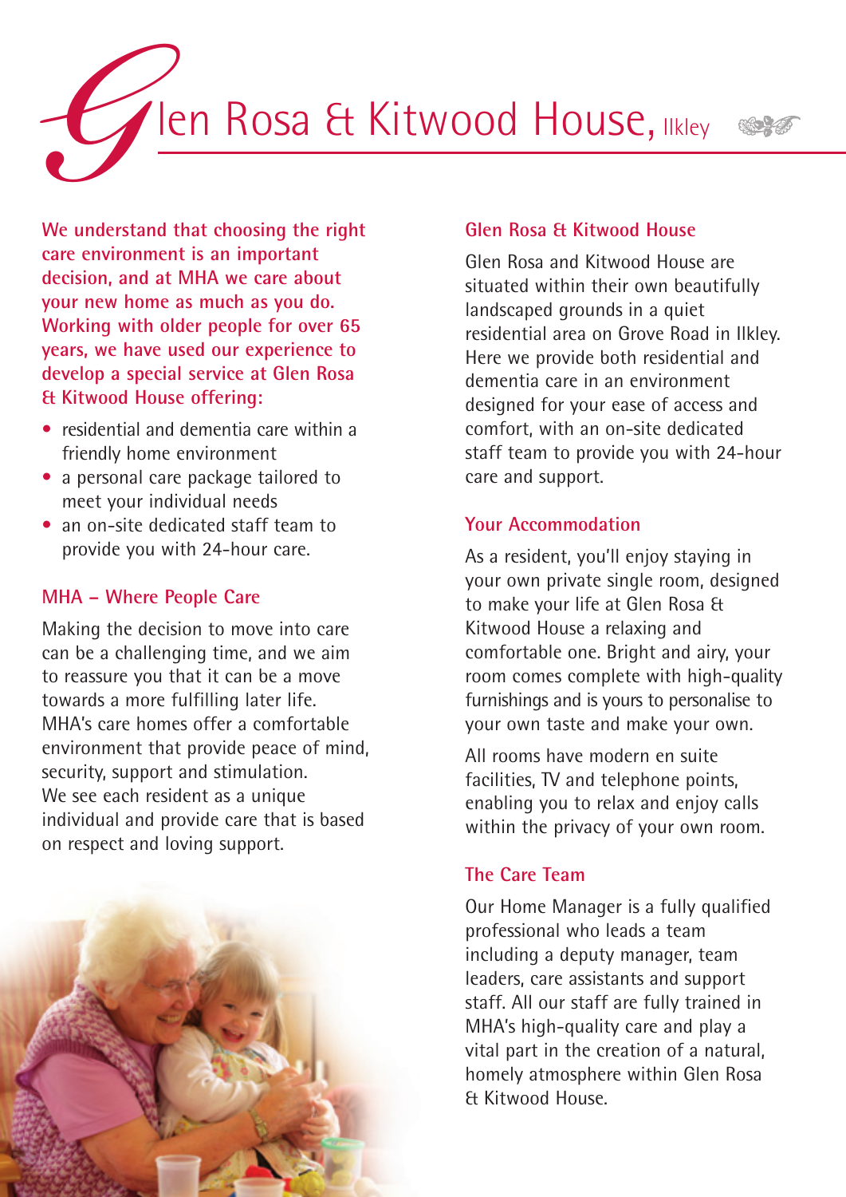# Glen Rosa & Kitwood House, Ilkley

**We understand that choosing the right care environment is an important decision, and at MHA we care about your new home as much as you do. Working with older people for over 65 years, we have used our experience to develop a special service at Glen Rosa & Kitwood House offering:**

- residential and dementia care within a friendly home environment
- a personal care package tailored to meet your individual needs
- an on-site dedicated staff team to provide you with 24-hour care.

## MHA – Where People Care

Making the decision to move into care can be a challenging time, and we aim to reassure you that it can be a move towards a more fulfilling later life. MHA's care homes offer a comfortable environment that provide peace of mind, security, support and stimulation. We see each resident as a unique individual and provide care that is based on respect and loving support.

## Glen Rosa & Kitwood House

Glen Rosa and Kitwood House are situated within their own beautifully landscaped grounds in a quiet residential area on Grove Road in Ilkley. Here we provide both residential and dementia care in an environment designed for your ease of access and comfort, with an on-site dedicated staff team to provide you with 24-hour care and support.

## Your Accommodation

As a resident, you'll enjoy staying in your own private single room, designed to make your life at Glen Rosa & Kitwood House a relaxing and comfortable one. Bright and airy, your room comes complete with high-quality furnishings and is yours to personalise to your own taste and make your own.

All rooms have modern en suite facilities, TV and telephone points, enabling you to relax and enjoy calls within the privacy of your own room.

## The Care Team

Our Home Manager is a fully qualified professional who leads a team including a deputy manager, team leaders, care assistants and support staff. All our staff are fully trained in MHA's high-quality care and play a vital part in the creation of a natural, homely atmosphere within Glen Rosa & Kitwood House.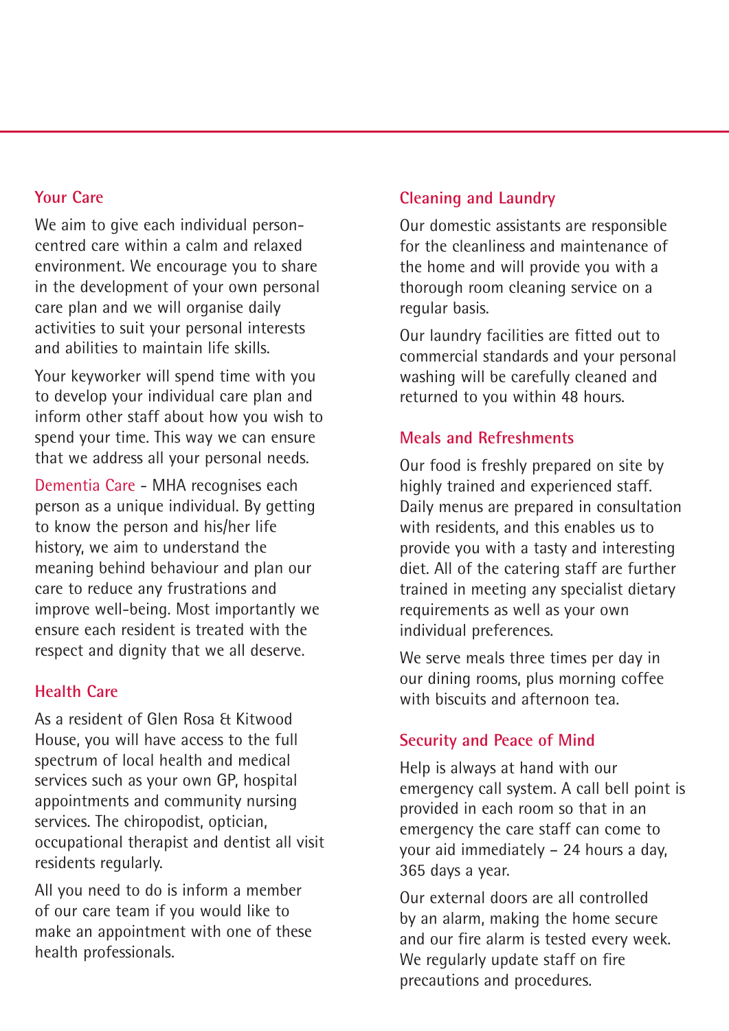## Your Care

We aim to give each individual person-centred care within a calm and relaxed environment. We encourage you to share in the development of your own personal care plan and we will organise daily activities to suit your personal interests and abilities to maintain life skills.

Your keyworker will spend time with you to develop your individual care plan and inform other staff about how you wish to spend your time. This way we can ensure that we address all your personal needs.

Dementia Care - MHA recognises each person as a unique individual. By getting to know the person and his/her life history, we aim to understand the meaning behind behaviour and plan our care to reduce any frustrations and improve well-being. Most importantly we ensure each resident is treated with the respect and dignity that we all deserve.

## Health Care

As a resident of Glen Rosa & Kitwood House, you will have access to the full spectrum of local health and medical services such as your own GP, hospital appointments and community nursing services. The chiropodist, optician, occupational therapist and dentist all visit residents regularly.

All you need to do is inform a member of our care team if you would like to make an appointment with one of these health professionals.

## Cleaning and Laundry

Our domestic assistants are responsible for the cleanliness and maintenance of the home and will provide you with a thorough room cleaning service on a regular basis.

Our laundry facilities are fitted out to commercial standards and your personal washing will be carefully cleaned and returned to you within 48 hours.

## Meals and Refreshments

Our food is freshly prepared on site by highly trained and experienced staff. Daily menus are prepared in consultation with residents, and this enables us to provide you with a tasty and interesting diet. All of the catering staff are further trained in meeting any specialist dietary requirements as well as your own individual preferences.

We serve meals three times per day in our dining rooms, plus morning coffee with biscuits and afternoon tea.

## Security and Peace of Mind

Help is always at hand with our emergency call system. A call bell point is provided in each room so that in an emergency the care staff can come to your aid immediately – 24 hours a day, 365 days a year.

Our external doors are all controlled by an alarm, making the home secure and our fire alarm is tested every week. We regularly update staff on fire precautions and procedures.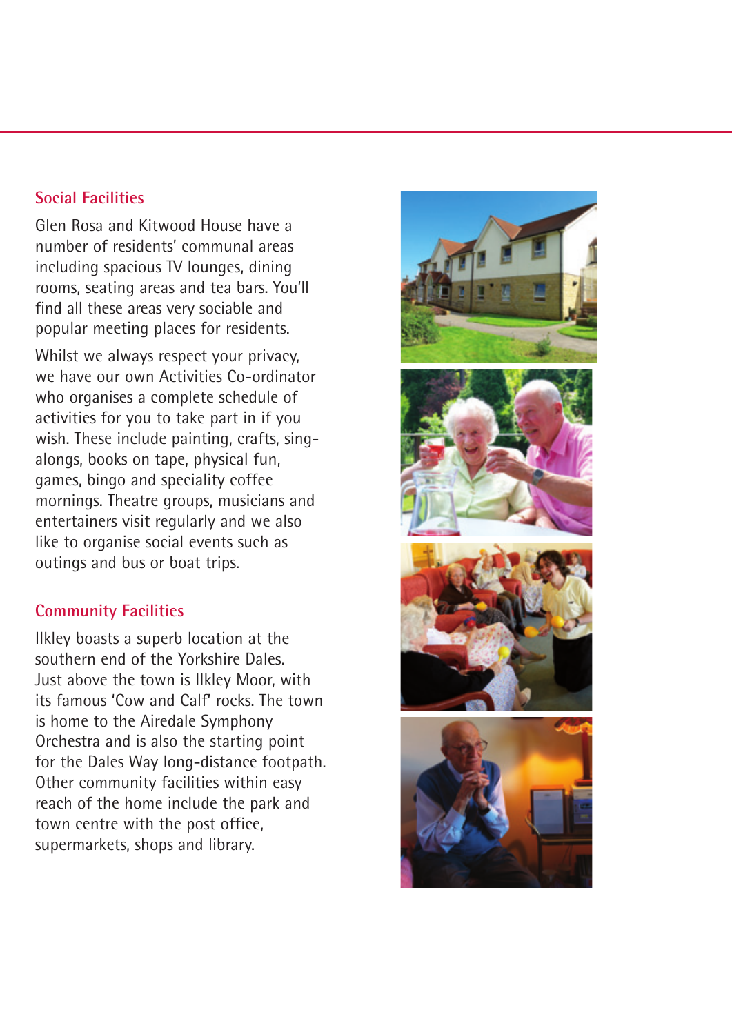## Social Facilities

Glen Rosa and Kitwood House have a number of residents' communal areas including spacious TV lounges, dining rooms, seating areas and tea bars. You'll find all these areas very sociable and popular meeting places for residents.

Whilst we always respect your privacy, we have our own Activities Co-ordinator who organises a complete schedule of activities for you to take part in if you wish. These include painting, crafts, sing-alongs, books on tape, physical fun, games, bingo and speciality coffee mornings. Theatre groups, musicians and entertainers visit regularly and we also like to organise social events such as outings and bus or boat trips.

## Community Facilities

Ilkley boasts a superb location at the southern end of the Yorkshire Dales. Just above the town is Ilkley Moor, with its famous 'Cow and Calf' rocks. The town is home to the Airedale Symphony Orchestra and is also the starting point for the Dales Way long-distance footpath. Other community facilities within easy reach of the home include the park and town centre with the post office, supermarkets, shops and library.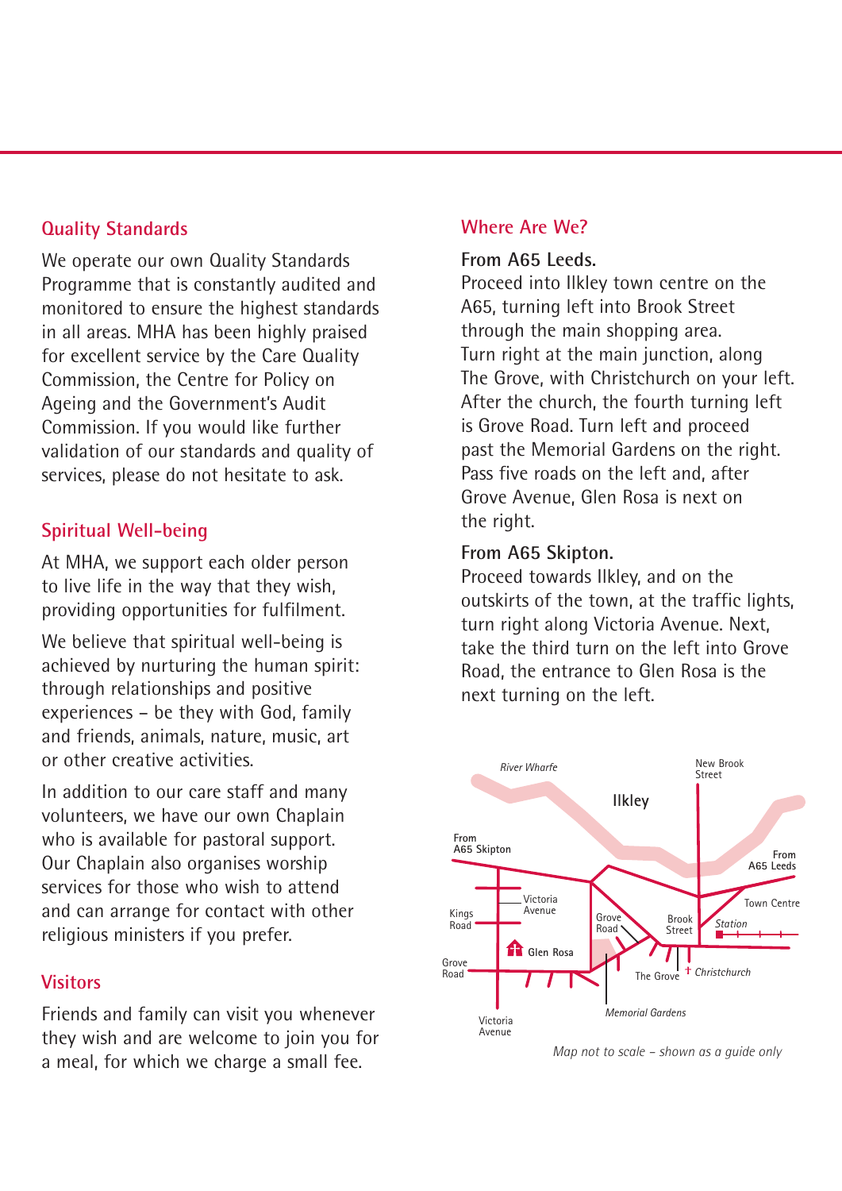## Quality Standards

We operate our own Quality Standards Programme that is constantly audited and monitored to ensure the highest standards in all areas. MHA has been highly praised for excellent service by the Care Quality Commission, the Centre for Policy on Ageing and the Government's Audit Commission. If you would like further validation of our standards and quality of services, please do not hesitate to ask.

## Spiritual Well-being

At MHA, we support each older person to live life in the way that they wish, providing opportunities for fulfilment.

We believe that spiritual well-being is achieved by nurturing the human spirit: through relationships and positive experiences – be they with God, family and friends, animals, nature, music, art or other creative activities.

In addition to our care staff and many volunteers, we have our own Chaplain who is available for pastoral support. Our Chaplain also organises worship services for those who wish to attend and can arrange for contact with other religious ministers if you prefer.

## Visitors

Friends and family can visit you whenever they wish and are welcome to join you for a meal, for which we charge a small fee.

## Where Are We?

**From A65 Leeds.**

Proceed into Ilkley town centre on the A65, turning left into Brook Street through the main shopping area. Turn right at the main junction, along The Grove, with Christchurch on your left. After the church, the fourth turning left is Grove Road. Turn left and proceed past the Memorial Gardens on the right. Pass five roads on the left and, after Grove Avenue, Glen Rosa is next on the right.

**From A65 Skipton.**

Proceed towards Ilkley, and on the outskirts of the town, at the traffic lights, turn right along Victoria Avenue. Next, take the third turn on the left into Grove Road, the entrance to Glen Rosa is the next turning on the left.

River Wharfe · New Brook Street · Ilkley · From A65 Skipton · From A65 Leeds · Victoria Avenue · Kings Road · Grove Road · Brook Street · Town Centre · Station · Glen Rosa · Grove Road · The Grove · Christchurch · Memorial Gardens · Victoria Avenue

*Map not to scale – shown as a guide only*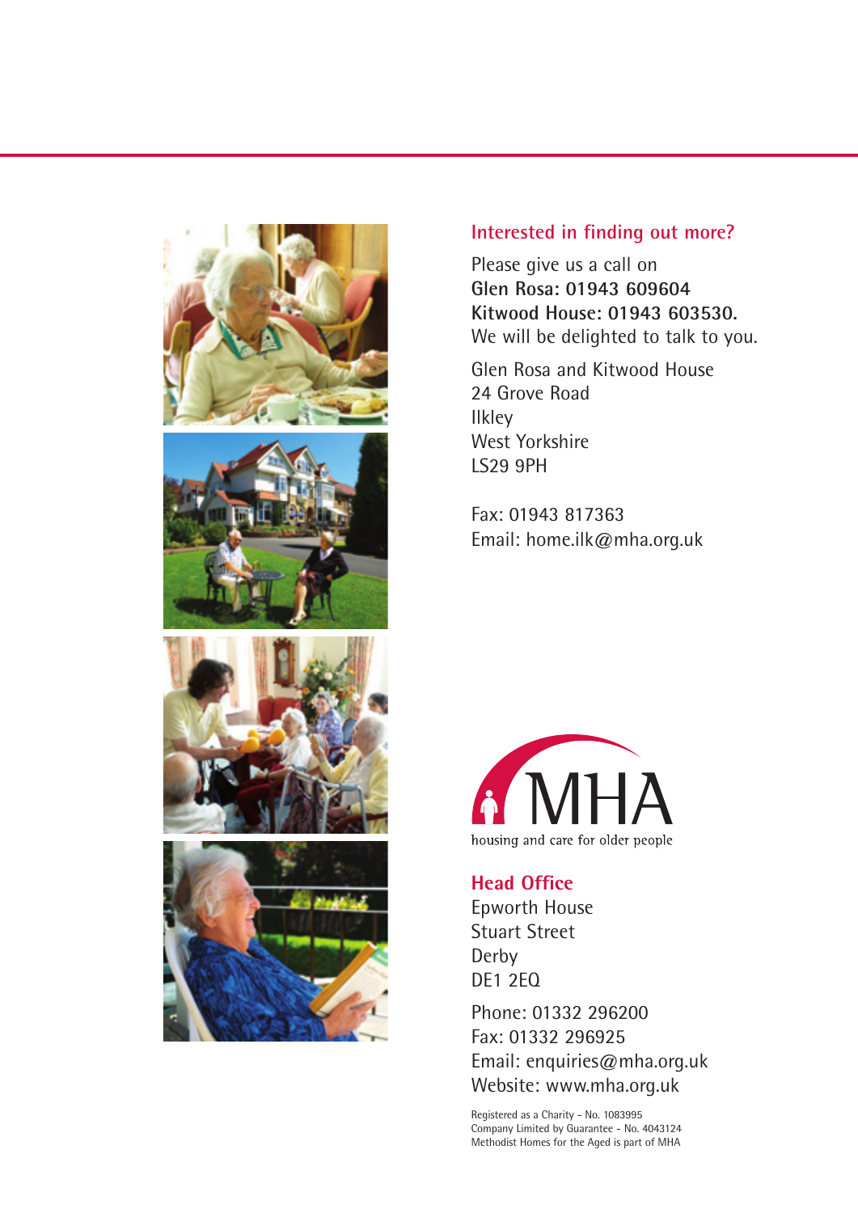## Interested in finding out more?

Please give us a call on
**Glen Rosa: 01943 609604**
**Kitwood House: 01943 603530.**
We will be delighted to talk to you.

Glen Rosa and Kitwood House
24 Grove Road
Ilkley
West Yorkshire
LS29 9PH

Fax: 01943 817363
Email: home.ilk@mha.org.uk

MHA
housing and care for older people

## Head Office

Epworth House
Stuart Street
Derby
DE1 2EQ

Phone: 01332 296200
Fax: 01332 296925
Email: enquiries@mha.org.uk
Website: www.mha.org.uk

Registered as a Charity - No. 1083995
Company Limited by Guarantee - No. 4043124
Methodist Homes for the Aged is part of MHA